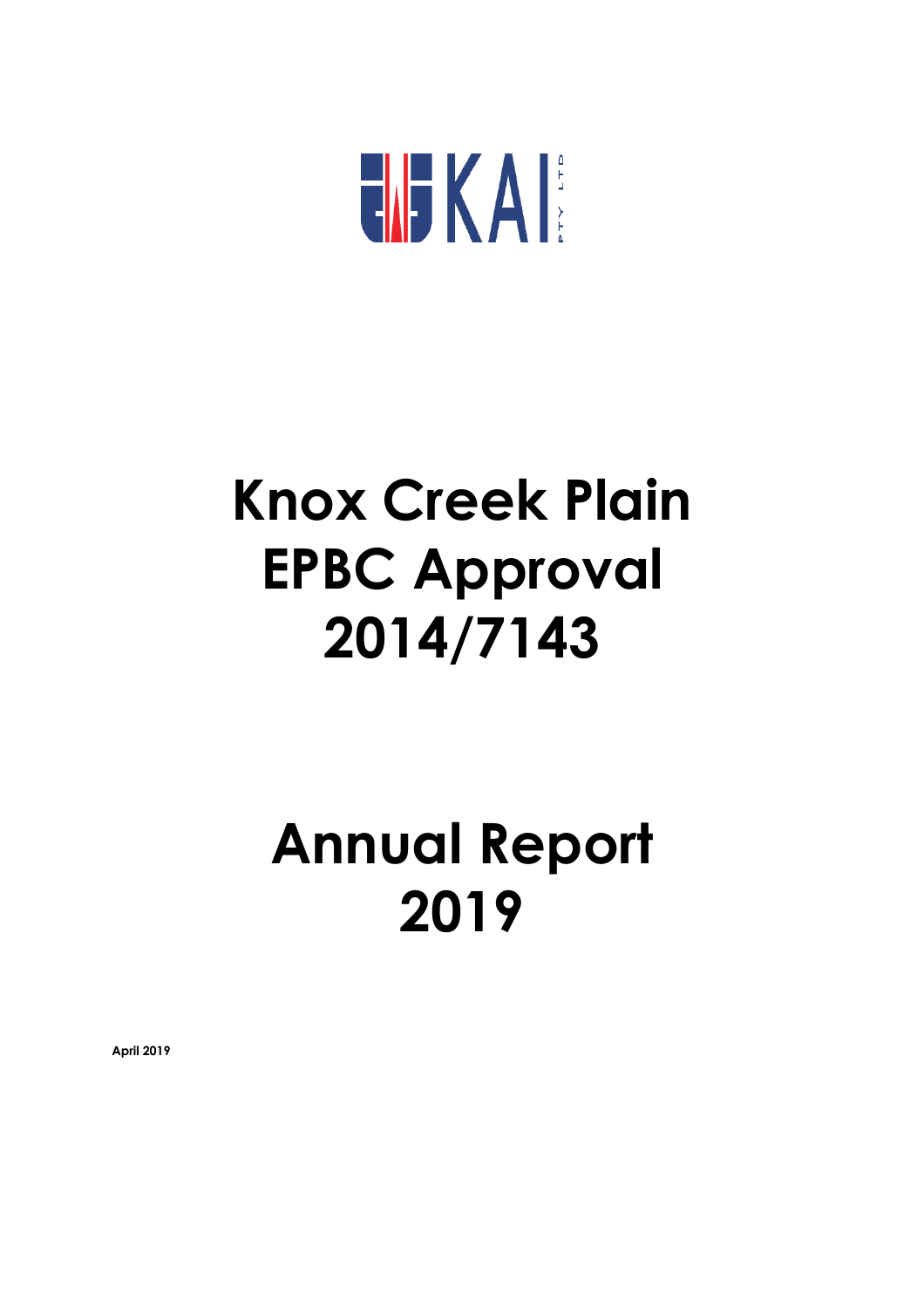KAI PTY LTD

# Knox Creek Plain EPBC Approval 2014/7143

# Annual Report 2019

**April 2019**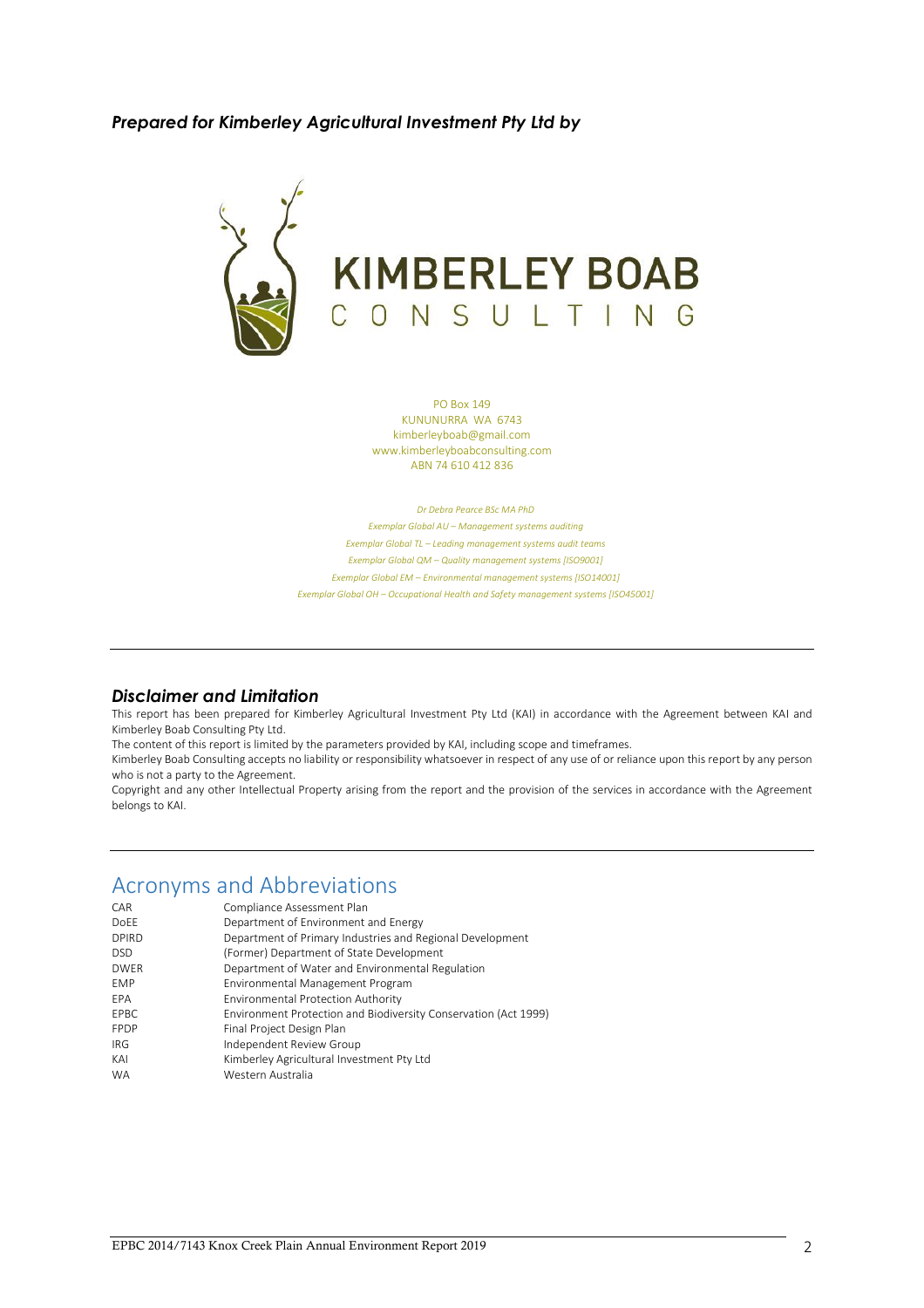***Prepared for Kimberley Agricultural Investment Pty Ltd by***

KIMBERLEY BOAB
CONSULTING

PO Box 149
KUNUNURRA WA 6743
kimberleyboab@gmail.com
www.kimberleyboabconsulting.com
ABN 74 610 412 836

*Dr Debra Pearce BSc MA PhD*
*Exemplar Global AU – Management systems auditing*
*Exemplar Global TL – Leading management systems audit teams*
*Exemplar Global QM – Quality management systems [ISO9001]*
*Exemplar Global EM – Environmental management systems [ISO14001]*
*Exemplar Global OH – Occupational Health and Safety management systems [ISO45001]*

---

## *Disclaimer and Limitation*

This report has been prepared for Kimberley Agricultural Investment Pty Ltd (KAI) in accordance with the Agreement between KAI and Kimberley Boab Consulting Pty Ltd.

The content of this report is limited by the parameters provided by KAI, including scope and timeframes.

Kimberley Boab Consulting accepts no liability or responsibility whatsoever in respect of any use of or reliance upon this report by any person who is not a party to the Agreement.

Copyright and any other Intellectual Property arising from the report and the provision of the services in accordance with the Agreement belongs to KAI.

---

# Acronyms and Abbreviations

| | |
|---|---|
| CAR | Compliance Assessment Plan |
| DoEE | Department of Environment and Energy |
| DPIRD | Department of Primary Industries and Regional Development |
| DSD | (Former) Department of State Development |
| DWER | Department of Water and Environmental Regulation |
| EMP | Environmental Management Program |
| EPA | Environmental Protection Authority |
| EPBC | Environment Protection and Biodiversity Conservation (Act 1999) |
| FPDP | Final Project Design Plan |
| IRG | Independent Review Group |
| KAI | Kimberley Agricultural Investment Pty Ltd |
| WA | Western Australia |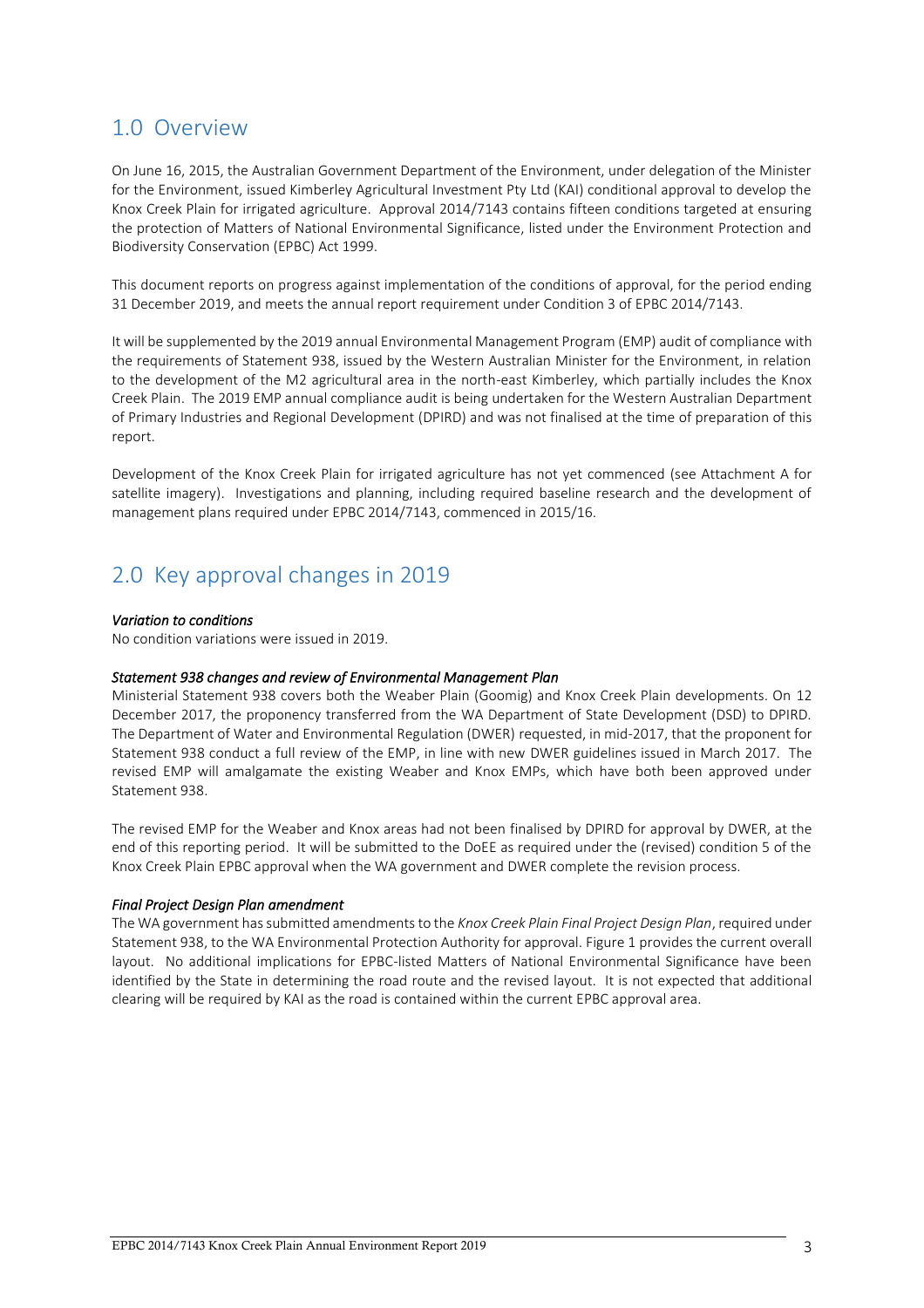## 1.0 Overview

On June 16, 2015, the Australian Government Department of the Environment, under delegation of the Minister for the Environment, issued Kimberley Agricultural Investment Pty Ltd (KAI) conditional approval to develop the Knox Creek Plain for irrigated agriculture. Approval 2014/7143 contains fifteen conditions targeted at ensuring the protection of Matters of National Environmental Significance, listed under the Environment Protection and Biodiversity Conservation (EPBC) Act 1999.

This document reports on progress against implementation of the conditions of approval, for the period ending 31 December 2019, and meets the annual report requirement under Condition 3 of EPBC 2014/7143.

It will be supplemented by the 2019 annual Environmental Management Program (EMP) audit of compliance with the requirements of Statement 938, issued by the Western Australian Minister for the Environment, in relation to the development of the M2 agricultural area in the north-east Kimberley, which partially includes the Knox Creek Plain. The 2019 EMP annual compliance audit is being undertaken for the Western Australian Department of Primary Industries and Regional Development (DPIRD) and was not finalised at the time of preparation of this report.

Development of the Knox Creek Plain for irrigated agriculture has not yet commenced (see Attachment A for satellite imagery). Investigations and planning, including required baseline research and the development of management plans required under EPBC 2014/7143, commenced in 2015/16.

## 2.0 Key approval changes in 2019

*Variation to conditions*

No condition variations were issued in 2019.

*Statement 938 changes and review of Environmental Management Plan*

Ministerial Statement 938 covers both the Weaber Plain (Goomig) and Knox Creek Plain developments. On 12 December 2017, the proponency transferred from the WA Department of State Development (DSD) to DPIRD. The Department of Water and Environmental Regulation (DWER) requested, in mid-2017, that the proponent for Statement 938 conduct a full review of the EMP, in line with new DWER guidelines issued in March 2017. The revised EMP will amalgamate the existing Weaber and Knox EMPs, which have both been approved under Statement 938.

The revised EMP for the Weaber and Knox areas had not been finalised by DPIRD for approval by DWER, at the end of this reporting period. It will be submitted to the DoEE as required under the (revised) condition 5 of the Knox Creek Plain EPBC approval when the WA government and DWER complete the revision process.

*Final Project Design Plan amendment*

The WA government has submitted amendments to the *Knox Creek Plain Final Project Design Plan*, required under Statement 938, to the WA Environmental Protection Authority for approval. Figure 1 provides the current overall layout. No additional implications for EPBC-listed Matters of National Environmental Significance have been identified by the State in determining the road route and the revised layout. It is not expected that additional clearing will be required by KAI as the road is contained within the current EPBC approval area.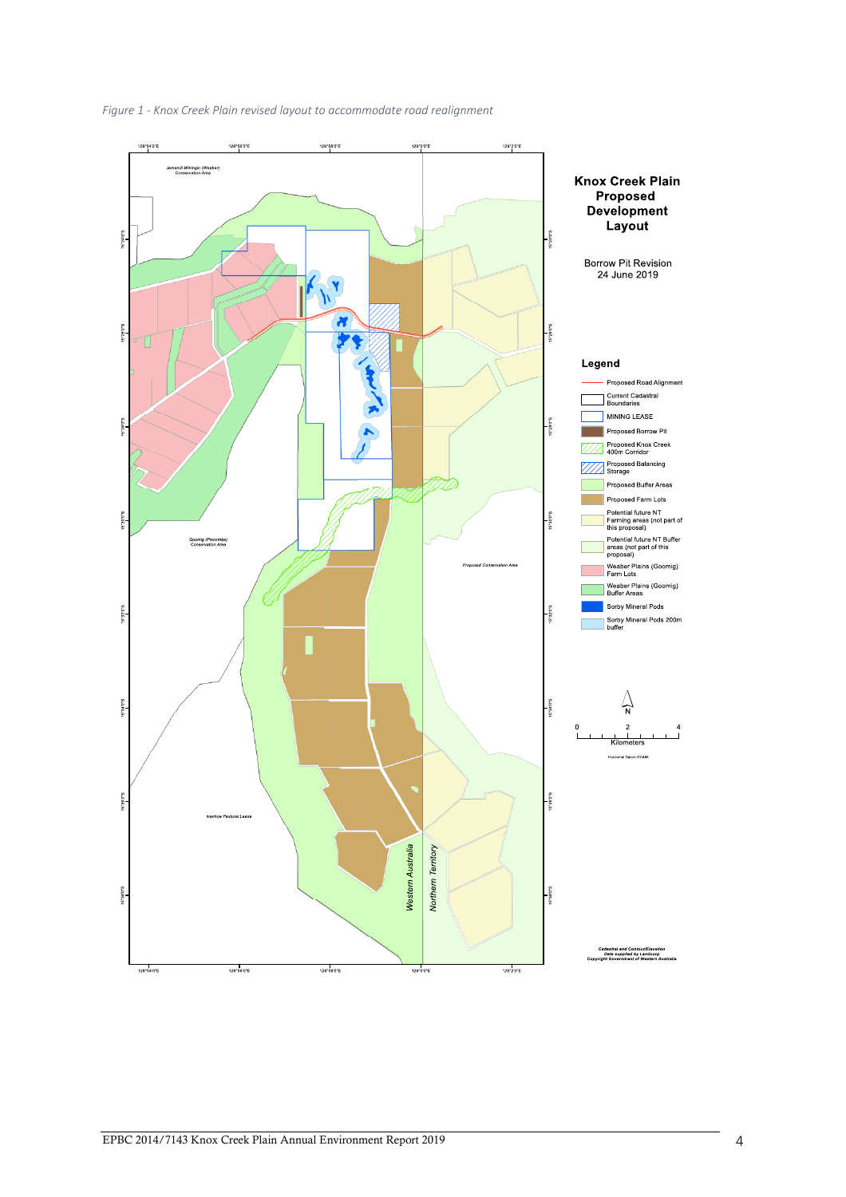*Figure 1 - Knox Creek Plain revised layout to accommodate road realignment*

**Knox Creek Plain Proposed Development Layout**

Borrow Pit Revision
24 June 2019

**Legend**

- Proposed Road Alignment
- Current Cadastral Boundaries
- MINING LEASE
- Proposed Borrow Pit
- Proposed Knox Creek 400m Corridor
- Proposed Balancing Storage
- Proposed Buffer Areas
- Proposed Farm Lots
- Potential future NT Farming areas (not part of this proposal)
- Potential future NT Buffer areas (not part of this proposal)
- Weaber Plains (Goomig) Farm Lots
- Weaber Plains (Goomig) Buffer Areas
- Sorby Mineral Pods
- Sorby Mineral Pods 200m buffer

Jemandi-Winingin (Weaber) Conservation Area

Goomig (Pincombe) Conservation Area

Proposed Conservation Area

Ivanhoe Pastoral Lease

Western Australia

Northern Territory

0 2 4 Kilometers

Horizontal Datum GDA94

Cadastral and Contour/Elevation Data supplied by Landcorp Copyright Government of Western Australia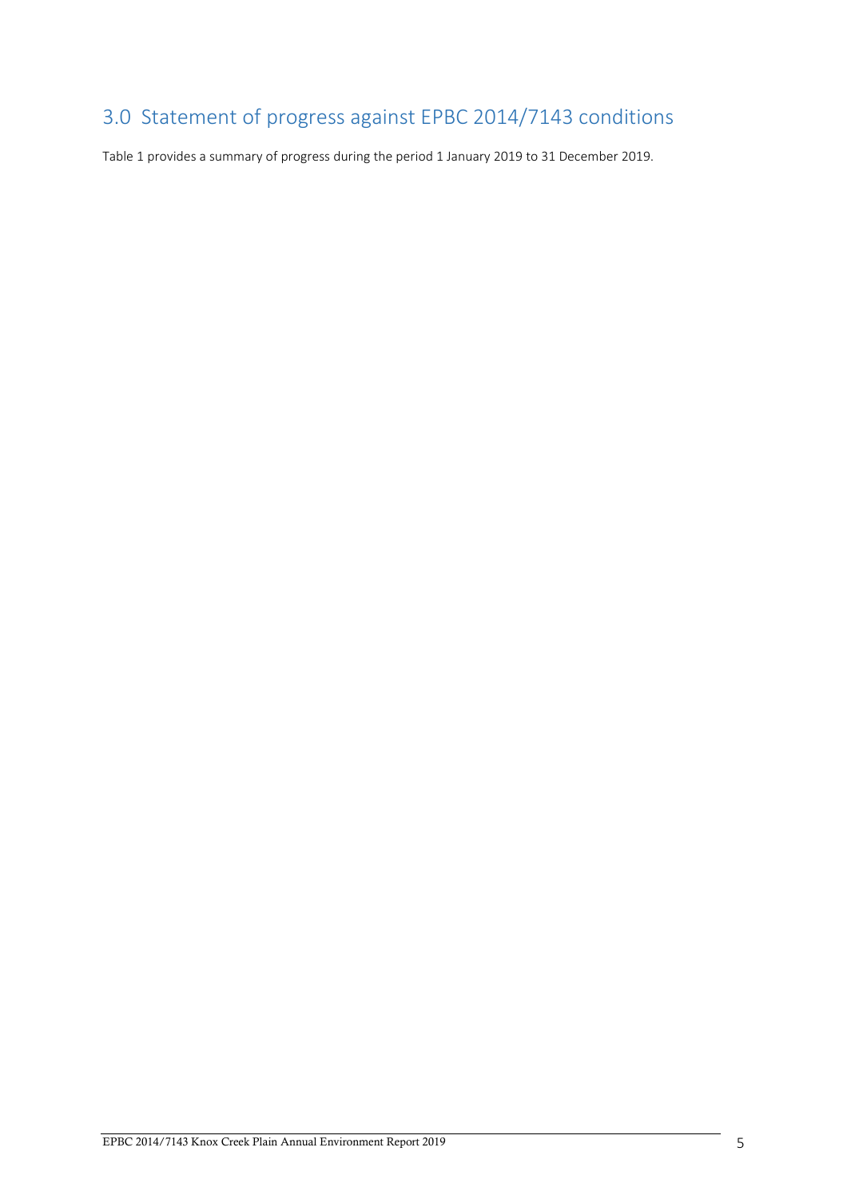## 3.0 Statement of progress against EPBC 2014/7143 conditions

Table 1 provides a summary of progress during the period 1 January 2019 to 31 December 2019.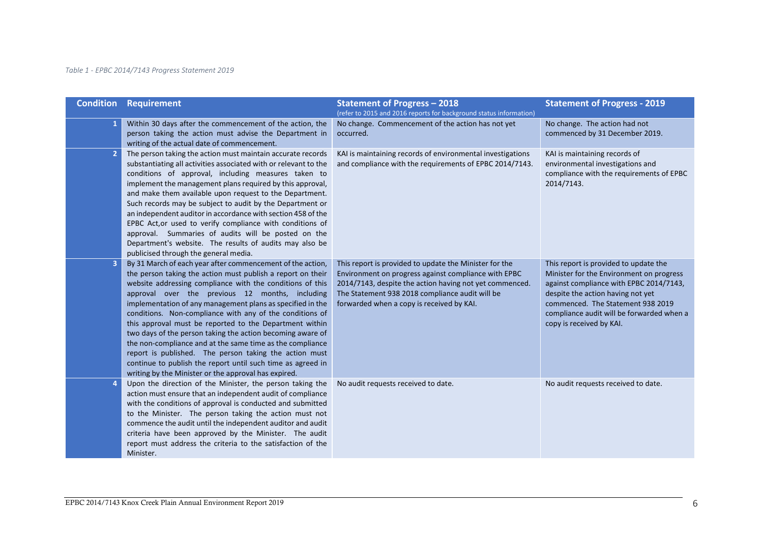*Table 1 - EPBC 2014/7143 Progress Statement 2019*

| Condition | Requirement | Statement of Progress – 2018 (refer to 2015 and 2016 reports for background status information) | Statement of Progress - 2019 |
| --- | --- | --- | --- |
| 1 | Within 30 days after the commencement of the action, the person taking the action must advise the Department in writing of the actual date of commencement. | No change. Commencement of the action has not yet occurred. | No change. The action had not commenced by 31 December 2019. |
| 2 | The person taking the action must maintain accurate records substantiating all activities associated with or relevant to the conditions of approval, including measures taken to implement the management plans required by this approval, and make them available upon request to the Department. Such records may be subject to audit by the Department or an independent auditor in accordance with section 458 of the EPBC Act,or used to verify compliance with conditions of approval. Summaries of audits will be posted on the Department's website. The results of audits may also be publicised through the general media. | KAI is maintaining records of environmental investigations and compliance with the requirements of EPBC 2014/7143. | KAI is maintaining records of environmental investigations and compliance with the requirements of EPBC 2014/7143. |
| 3 | By 31 March of each year after commencement of the action, the person taking the action must publish a report on their website addressing compliance with the conditions of this approval over the previous 12 months, including implementation of any management plans as specified in the conditions. Non-compliance with any of the conditions of this approval must be reported to the Department within two days of the person taking the action becoming aware of the non-compliance and at the same time as the compliance report is published. The person taking the action must continue to publish the report until such time as agreed in writing by the Minister or the approval has expired. | This report is provided to update the Minister for the Environment on progress against compliance with EPBC 2014/7143, despite the action having not yet commenced. The Statement 938 2018 compliance audit will be forwarded when a copy is received by KAI. | This report is provided to update the Minister for the Environment on progress against compliance with EPBC 2014/7143, despite the action having not yet commenced. The Statement 938 2019 compliance audit will be forwarded when a copy is received by KAI. |
| 4 | Upon the direction of the Minister, the person taking the action must ensure that an independent audit of compliance with the conditions of approval is conducted and submitted to the Minister. The person taking the action must not commence the audit until the independent auditor and audit criteria have been approved by the Minister. The audit report must address the criteria to the satisfaction of the Minister. | No audit requests received to date. | No audit requests received to date. |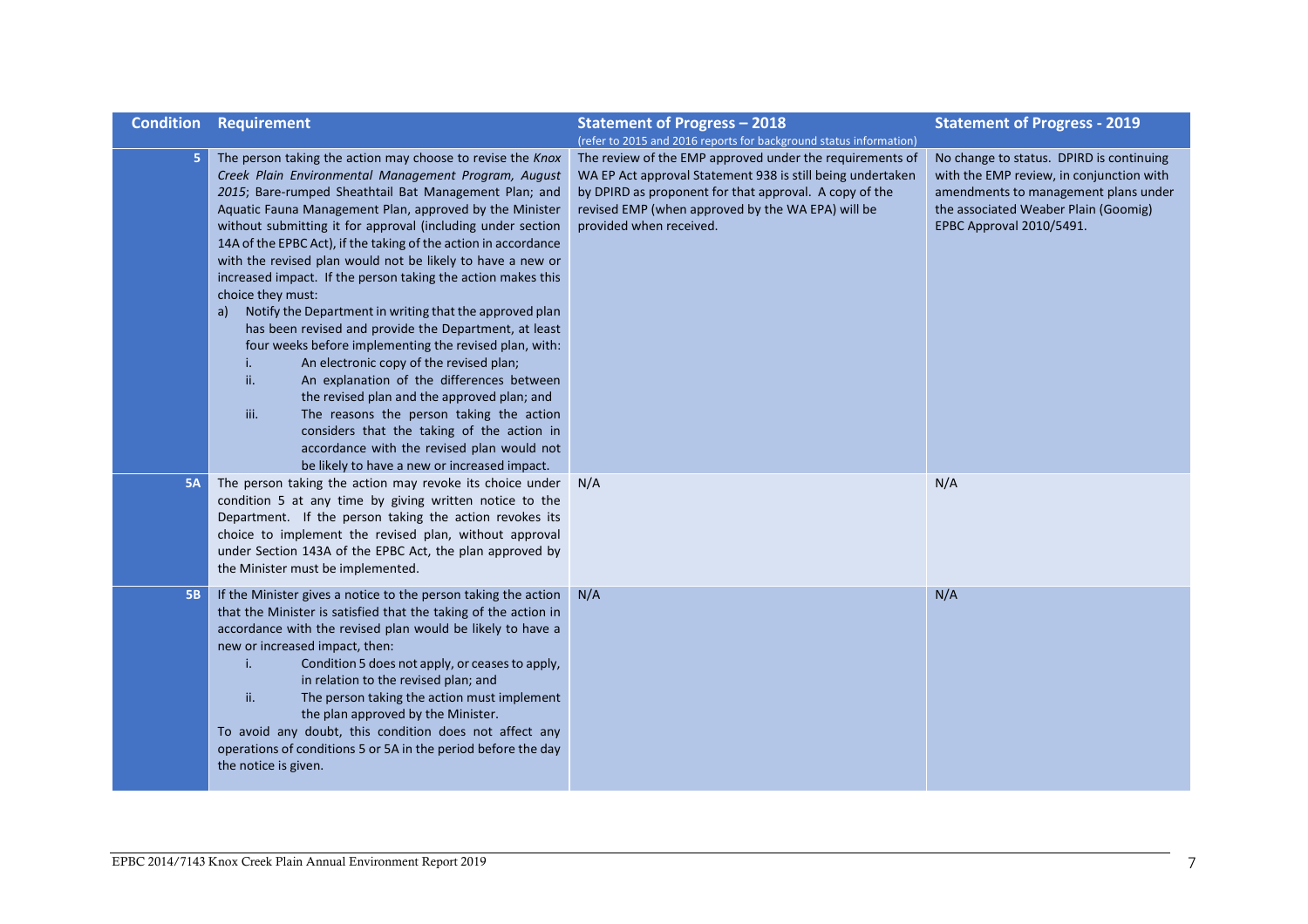| Condition | Requirement | Statement of Progress – 2018 (refer to 2015 and 2016 reports for background status information) | Statement of Progress - 2019 |
|---|---|---|---|
| 5 | The person taking the action may choose to revise the *Knox Creek Plain Environmental Management Program, August 2015*; Bare-rumped Sheathtail Bat Management Plan; and Aquatic Fauna Management Plan, approved by the Minister without submitting it for approval (including under section 14A of the EPBC Act), if the taking of the action in accordance with the revised plan would not be likely to have a new or increased impact. If the person taking the action makes this choice they must: <br>a) Notify the Department in writing that the approved plan has been revised and provide the Department, at least four weeks before implementing the revised plan, with: <br>i. An electronic copy of the revised plan; <br>ii. An explanation of the differences between the revised plan and the approved plan; and <br>iii. The reasons the person taking the action considers that the taking of the action in accordance with the revised plan would not be likely to have a new or increased impact. | The review of the EMP approved under the requirements of WA EP Act approval Statement 938 is still being undertaken by DPIRD as proponent for that approval. A copy of the revised EMP (when approved by the WA EPA) will be provided when received. | No change to status. DPIRD is continuing with the EMP review, in conjunction with amendments to management plans under the associated Weaber Plain (Goomig) EPBC Approval 2010/5491. |
| 5A | The person taking the action may revoke its choice under condition 5 at any time by giving written notice to the Department. If the person taking the action revokes its choice to implement the revised plan, without approval under Section 143A of the EPBC Act, the plan approved by the Minister must be implemented. | N/A | N/A |
| 5B | If the Minister gives a notice to the person taking the action that the Minister is satisfied that the taking of the action in accordance with the revised plan would be likely to have a new or increased impact, then: <br>i. Condition 5 does not apply, or ceases to apply, in relation to the revised plan; and <br>ii. The person taking the action must implement the plan approved by the Minister. <br>To avoid any doubt, this condition does not affect any operations of conditions 5 or 5A in the period before the day the notice is given. | N/A | N/A |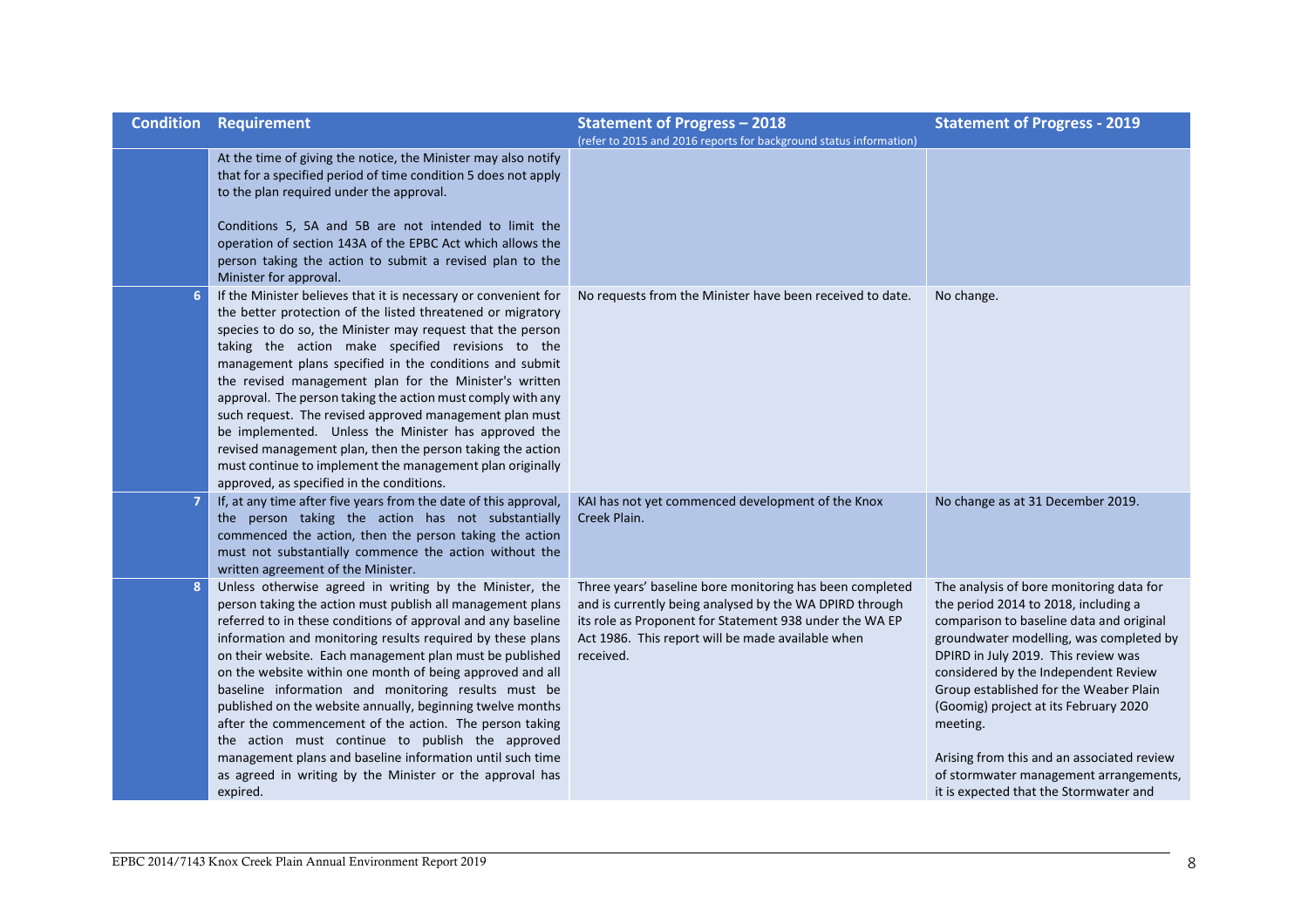| Condition | Requirement | Statement of Progress – 2018<br>(refer to 2015 and 2016 reports for background status information) | Statement of Progress - 2019 |
|---|---|---|---|
| | At the time of giving the notice, the Minister may also notify that for a specified period of time condition 5 does not apply to the plan required under the approval.<br><br>Conditions 5, 5A and 5B are not intended to limit the operation of section 143A of the EPBC Act which allows the person taking the action to submit a revised plan to the Minister for approval. | | |
| 6 | If the Minister believes that it is necessary or convenient for the better protection of the listed threatened or migratory species to do so, the Minister may request that the person taking the action make specified revisions to the management plans specified in the conditions and submit the revised management plan for the Minister's written approval. The person taking the action must comply with any such request. The revised approved management plan must be implemented. Unless the Minister has approved the revised management plan, then the person taking the action must continue to implement the management plan originally approved, as specified in the conditions. | No requests from the Minister have been received to date. | No change. |
| 7 | If, at any time after five years from the date of this approval, the person taking the action has not substantially commenced the action, then the person taking the action must not substantially commence the action without the written agreement of the Minister. | KAI has not yet commenced development of the Knox Creek Plain. | No change as at 31 December 2019. |
| 8 | Unless otherwise agreed in writing by the Minister, the person taking the action must publish all management plans referred to in these conditions of approval and any baseline information and monitoring results required by these plans on their website. Each management plan must be published on the website within one month of being approved and all baseline information and monitoring results must be published on the website annually, beginning twelve months after the commencement of the action. The person taking the action must continue to publish the approved management plans and baseline information until such time as agreed in writing by the Minister or the approval has expired. | Three years' baseline bore monitoring has been completed and is currently being analysed by the WA DPIRD through its role as Proponent for Statement 938 under the WA EP Act 1986. This report will be made available when received. | The analysis of bore monitoring data for the period 2014 to 2018, including a comparison to baseline data and original groundwater modelling, was completed by DPIRD in July 2019. This review was considered by the Independent Review Group established for the Weaber Plain (Goomig) project at its February 2020 meeting.<br><br>Arising from this and an associated review of stormwater management arrangements, it is expected that the Stormwater and |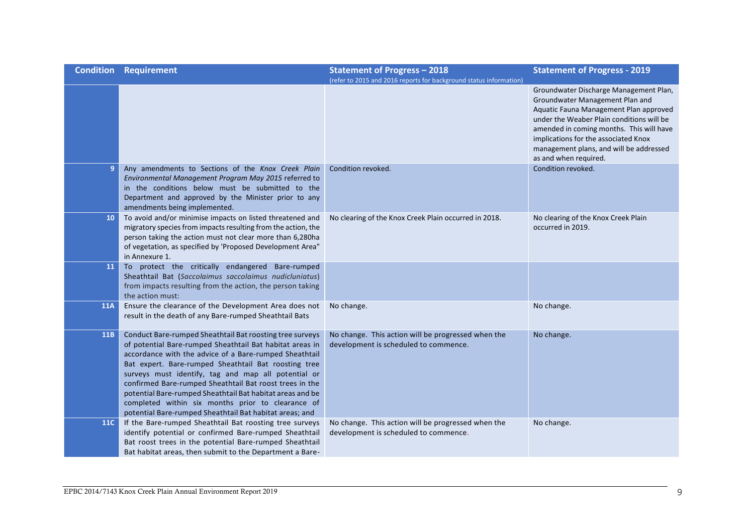| Condition | Requirement | Statement of Progress – 2018 (refer to 2015 and 2016 reports for background status information) | Statement of Progress - 2019 |
|---|---|---|---|
| | | | Groundwater Discharge Management Plan, Groundwater Management Plan and Aquatic Fauna Management Plan approved under the Weaber Plain conditions will be amended in coming months. This will have implications for the associated Knox management plans, and will be addressed as and when required. |
| 9 | Any amendments to Sections of the *Knox Creek Plain Environmental Management Program May 2015* referred to in the conditions below must be submitted to the Department and approved by the Minister prior to any amendments being implemented. | Condition revoked. | Condition revoked. |
| 10 | To avoid and/or minimise impacts on listed threatened and migratory species from impacts resulting from the action, the person taking the action must not clear more than 6,280ha of vegetation, as specified by 'Proposed Development Area" in Annexure 1. | No clearing of the Knox Creek Plain occurred in 2018. | No clearing of the Knox Creek Plain occurred in 2019. |
| 11 | To protect the critically endangered Bare-rumped Sheathtail Bat (*Saccolaimus saccolaimus nudicluniatus*) from impacts resulting from the action, the person taking the action must: | | |
| 11A | Ensure the clearance of the Development Area does not result in the death of any Bare-rumped Sheathtail Bats | No change. | No change. |
| 11B | Conduct Bare-rumped Sheathtail Bat roosting tree surveys of potential Bare-rumped Sheathtail Bat habitat areas in accordance with the advice of a Bare-rumped Sheathtail Bat expert. Bare-rumped Sheathtail Bat roosting tree surveys must identify, tag and map all potential or confirmed Bare-rumped Sheathtail Bat roost trees in the potential Bare-rumped Sheathtail Bat habitat areas and be completed within six months prior to clearance of potential Bare-rumped Sheathtail Bat habitat areas; and | No change. This action will be progressed when the development is scheduled to commence. | No change. |
| 11C | If the Bare-rumped Sheathtail Bat roosting tree surveys identify potential or confirmed Bare-rumped Sheathtail Bat roost trees in the potential Bare-rumped Sheathtail Bat habitat areas, then submit to the Department a Bare- | No change. This action will be progressed when the development is scheduled to commence. | No change. |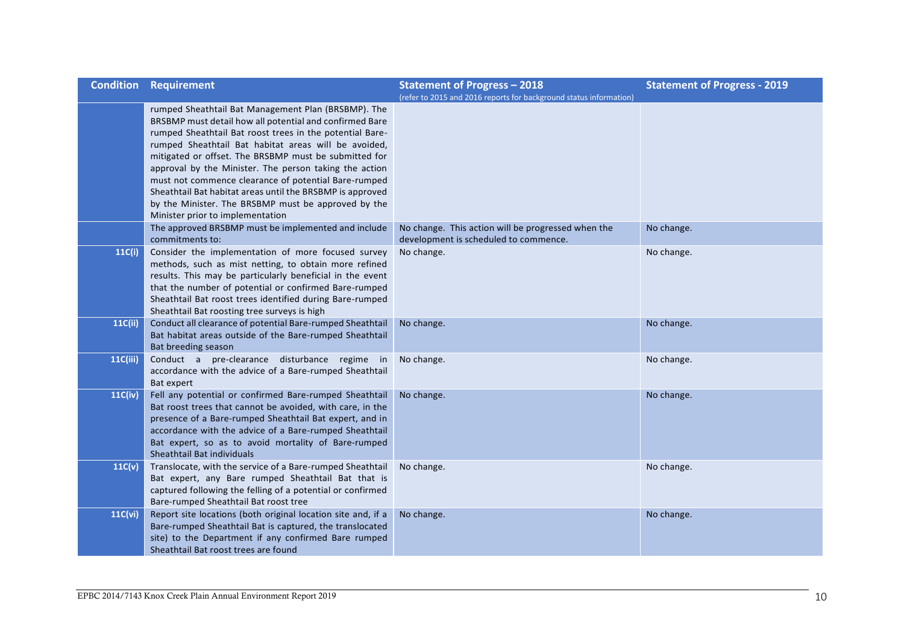| Condition | Requirement | Statement of Progress – 2018 (refer to 2015 and 2016 reports for background status information) | Statement of Progress - 2019 |
|---|---|---|---|
| | rumped Sheathtail Bat Management Plan (BRSBMP). The BRSBMP must detail how all potential and confirmed Bare rumped Sheathtail Bat roost trees in the potential Bare-rumped Sheathtail Bat habitat areas will be avoided, mitigated or offset. The BRSBMP must be submitted for approval by the Minister. The person taking the action must not commence clearance of potential Bare-rumped Sheathtail Bat habitat areas until the BRSBMP is approved by the Minister. The BRSBMP must be approved by the Minister prior to implementation | | |
| | The approved BRSBMP must be implemented and include commitments to: | No change. This action will be progressed when the development is scheduled to commence. | No change. |
| 11C(i) | Consider the implementation of more focused survey methods, such as mist netting, to obtain more refined results. This may be particularly beneficial in the event that the number of potential or confirmed Bare-rumped Sheathtail Bat roost trees identified during Bare-rumped Sheathtail Bat roosting tree surveys is high | No change. | No change. |
| 11C(ii) | Conduct all clearance of potential Bare-rumped Sheathtail Bat habitat areas outside of the Bare-rumped Sheathtail Bat breeding season | No change. | No change. |
| 11C(iii) | Conduct a pre-clearance disturbance regime in accordance with the advice of a Bare-rumped Sheathtail Bat expert | No change. | No change. |
| 11C(iv) | Fell any potential or confirmed Bare-rumped Sheathtail Bat roost trees that cannot be avoided, with care, in the presence of a Bare-rumped Sheathtail Bat expert, and in accordance with the advice of a Bare-rumped Sheathtail Bat expert, so as to avoid mortality of Bare-rumped Sheathtail Bat individuals | No change. | No change. |
| 11C(v) | Translocate, with the service of a Bare-rumped Sheathtail Bat expert, any Bare rumped Sheathtail Bat that is captured following the felling of a potential or confirmed Bare-rumped Sheathtail Bat roost tree | No change. | No change. |
| 11C(vi) | Report site locations (both original location site and, if a Bare-rumped Sheathtail Bat is captured, the translocated site) to the Department if any confirmed Bare rumped Sheathtail Bat roost trees are found | No change. | No change. |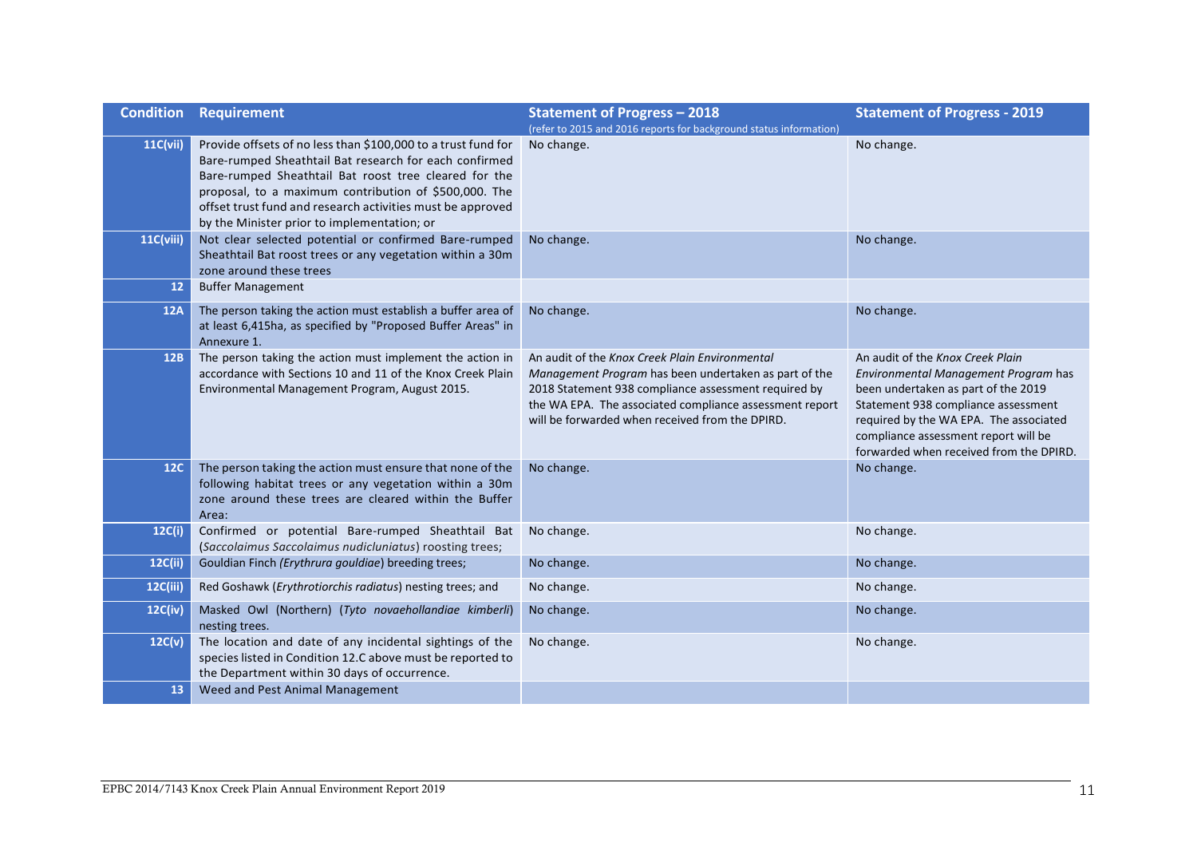| Condition | Requirement | Statement of Progress – 2018<br>(refer to 2015 and 2016 reports for background status information) | Statement of Progress - 2019 |
|---|---|---|---|
| 11C(vii) | Provide offsets of no less than $100,000 to a trust fund for Bare-rumped Sheathtail Bat research for each confirmed Bare-rumped Sheathtail Bat roost tree cleared for the proposal, to a maximum contribution of $500,000. The offset trust fund and research activities must be approved by the Minister prior to implementation; or | No change. | No change. |
| 11C(viii) | Not clear selected potential or confirmed Bare-rumped Sheathtail Bat roost trees or any vegetation within a 30m zone around these trees | No change. | No change. |
| 12 | Buffer Management | | |
| 12A | The person taking the action must establish a buffer area of at least 6,415ha, as specified by "Proposed Buffer Areas" in Annexure 1. | No change. | No change. |
| 12B | The person taking the action must implement the action in accordance with Sections 10 and 11 of the Knox Creek Plain Environmental Management Program, August 2015. | An audit of the *Knox Creek Plain Environmental Management Program* has been undertaken as part of the 2018 Statement 938 compliance assessment required by the WA EPA. The associated compliance assessment report will be forwarded when received from the DPIRD. | An audit of the *Knox Creek Plain Environmental Management Program* has been undertaken as part of the 2019 Statement 938 compliance assessment required by the WA EPA. The associated compliance assessment report will be forwarded when received from the DPIRD. |
| 12C | The person taking the action must ensure that none of the following habitat trees or any vegetation within a 30m zone around these trees are cleared within the Buffer Area: | No change. | No change. |
| 12C(i) | Confirmed or potential Bare-rumped Sheathtail Bat (*Saccolaimus Saccolaimus nudicluniatus*) roosting trees; | No change. | No change. |
| 12C(ii) | Gouldian Finch *(Erythrura gouldiae*) breeding trees; | No change. | No change. |
| 12C(iii) | Red Goshawk (*Erythrotiorchis radiatus*) nesting trees; and | No change. | No change. |
| 12C(iv) | Masked Owl (Northern) (*Tyto novaehollandiae kimberli*) nesting trees. | No change. | No change. |
| 12C(v) | The location and date of any incidental sightings of the species listed in Condition 12.C above must be reported to the Department within 30 days of occurrence. | No change. | No change. |
| 13 | Weed and Pest Animal Management | | |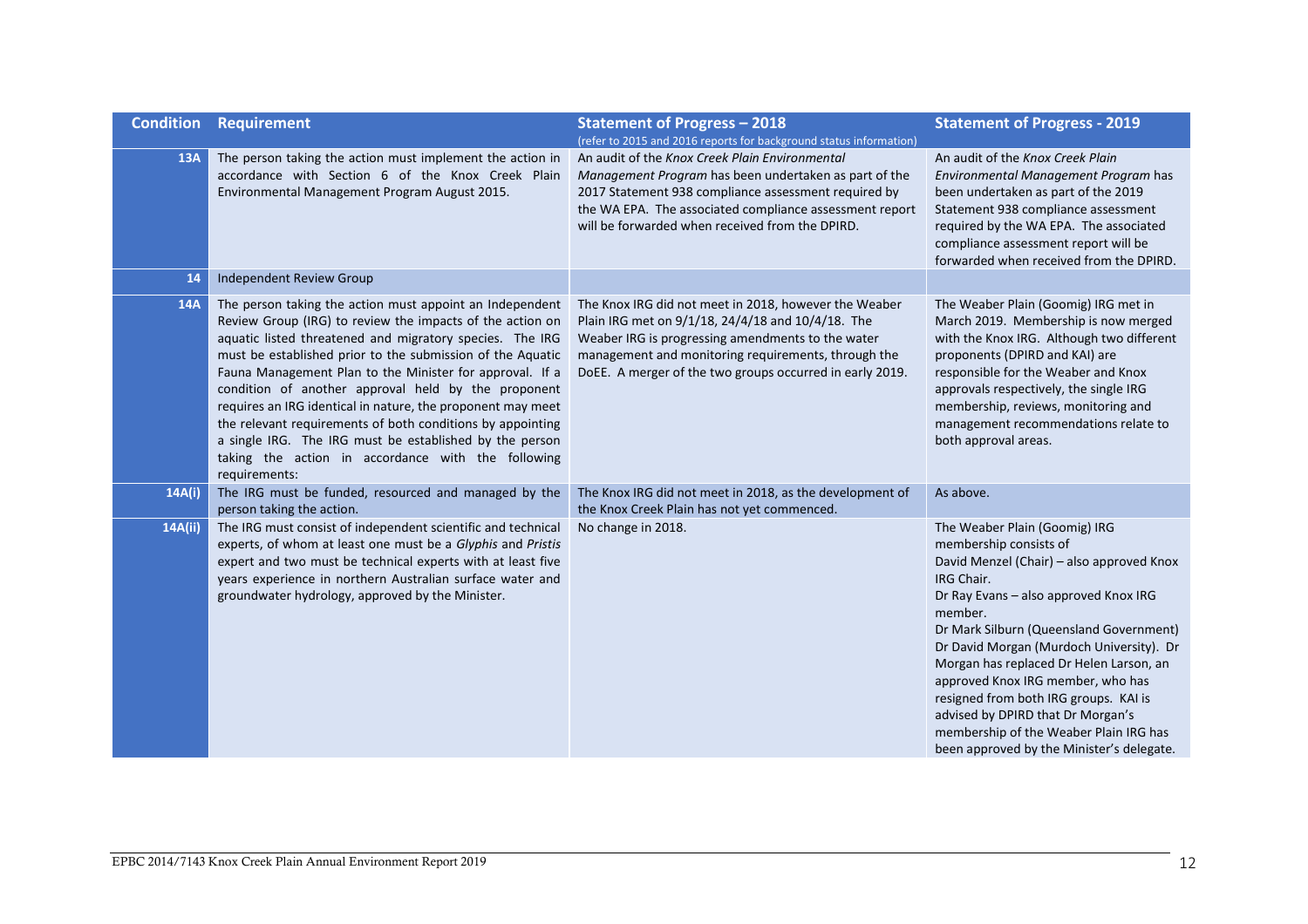| Condition | Requirement | Statement of Progress – 2018<br>(refer to 2015 and 2016 reports for background status information) | Statement of Progress - 2019 |
|---|---|---|---|
| 13A | The person taking the action must implement the action in accordance with Section 6 of the Knox Creek Plain Environmental Management Program August 2015. | An audit of the *Knox Creek Plain Environmental Management Program* has been undertaken as part of the 2017 Statement 938 compliance assessment required by the WA EPA. The associated compliance assessment report will be forwarded when received from the DPIRD. | An audit of the *Knox Creek Plain Environmental Management Program* has been undertaken as part of the 2019 Statement 938 compliance assessment required by the WA EPA. The associated compliance assessment report will be forwarded when received from the DPIRD. |
| 14 | Independent Review Group | | |
| 14A | The person taking the action must appoint an Independent Review Group (IRG) to review the impacts of the action on aquatic listed threatened and migratory species. The IRG must be established prior to the submission of the Aquatic Fauna Management Plan to the Minister for approval. If a condition of another approval held by the proponent requires an IRG identical in nature, the proponent may meet the relevant requirements of both conditions by appointing a single IRG. The IRG must be established by the person taking the action in accordance with the following requirements: | The Knox IRG did not meet in 2018, however the Weaber Plain IRG met on 9/1/18, 24/4/18 and 10/4/18. The Weaber IRG is progressing amendments to the water management and monitoring requirements, through the DoEE. A merger of the two groups occurred in early 2019. | The Weaber Plain (Goomig) IRG met in March 2019. Membership is now merged with the Knox IRG. Although two different proponents (DPIRD and KAI) are responsible for the Weaber and Knox approvals respectively, the single IRG membership, reviews, monitoring and management recommendations relate to both approval areas. |
| 14A(i) | The IRG must be funded, resourced and managed by the person taking the action. | The Knox IRG did not meet in 2018, as the development of the Knox Creek Plain has not yet commenced. | As above. |
| 14A(ii) | The IRG must consist of independent scientific and technical experts, of whom at least one must be a *Glyphis* and *Pristis* expert and two must be technical experts with at least five years experience in northern Australian surface water and groundwater hydrology, approved by the Minister. | No change in 2018. | The Weaber Plain (Goomig) IRG membership consists of<br>David Menzel (Chair) – also approved Knox IRG Chair.<br>Dr Ray Evans – also approved Knox IRG member.<br>Dr Mark Silburn (Queensland Government)<br>Dr David Morgan (Murdoch University). Dr Morgan has replaced Dr Helen Larson, an approved Knox IRG member, who has resigned from both IRG groups. KAI is advised by DPIRD that Dr Morgan's membership of the Weaber Plain IRG has been approved by the Minister's delegate. |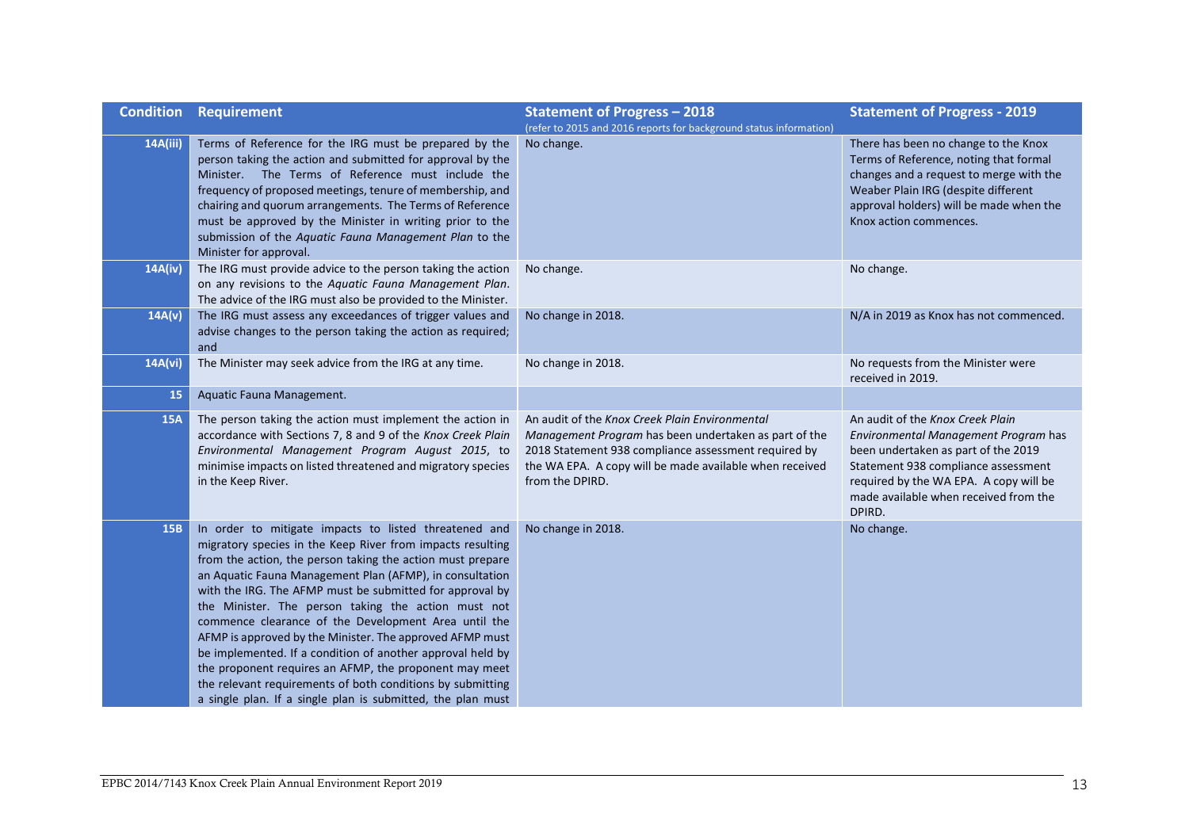| Condition | Requirement | Statement of Progress – 2018 (refer to 2015 and 2016 reports for background status information) | Statement of Progress - 2019 |
|---|---|---|---|
| 14A(iii) | Terms of Reference for the IRG must be prepared by the person taking the action and submitted for approval by the Minister. The Terms of Reference must include the frequency of proposed meetings, tenure of membership, and chairing and quorum arrangements. The Terms of Reference must be approved by the Minister in writing prior to the submission of the *Aquatic Fauna Management Plan* to the Minister for approval. | No change. | There has been no change to the Knox Terms of Reference, noting that formal changes and a request to merge with the Weaber Plain IRG (despite different approval holders) will be made when the Knox action commences. |
| 14A(iv) | The IRG must provide advice to the person taking the action on any revisions to the *Aquatic Fauna Management Plan*. The advice of the IRG must also be provided to the Minister. | No change. | No change. |
| 14A(v) | The IRG must assess any exceedances of trigger values and advise changes to the person taking the action as required; and | No change in 2018. | N/A in 2019 as Knox has not commenced. |
| 14A(vi) | The Minister may seek advice from the IRG at any time. | No change in 2018. | No requests from the Minister were received in 2019. |
| 15 | Aquatic Fauna Management. | | |
| 15A | The person taking the action must implement the action in accordance with Sections 7, 8 and 9 of the *Knox Creek Plain Environmental Management Program August 2015*, to minimise impacts on listed threatened and migratory species in the Keep River. | An audit of the *Knox Creek Plain Environmental Management Program* has been undertaken as part of the 2018 Statement 938 compliance assessment required by the WA EPA. A copy will be made available when received from the DPIRD. | An audit of the *Knox Creek Plain Environmental Management Program* has been undertaken as part of the 2019 Statement 938 compliance assessment required by the WA EPA. A copy will be made available when received from the DPIRD. |
| 15B | In order to mitigate impacts to listed threatened and migratory species in the Keep River from impacts resulting from the action, the person taking the action must prepare an Aquatic Fauna Management Plan (AFMP), in consultation with the IRG. The AFMP must be submitted for approval by the Minister. The person taking the action must not commence clearance of the Development Area until the AFMP is approved by the Minister. The approved AFMP must be implemented. If a condition of another approval held by the proponent requires an AFMP, the proponent may meet the relevant requirements of both conditions by submitting a single plan. If a single plan is submitted, the plan must | No change in 2018. | No change. |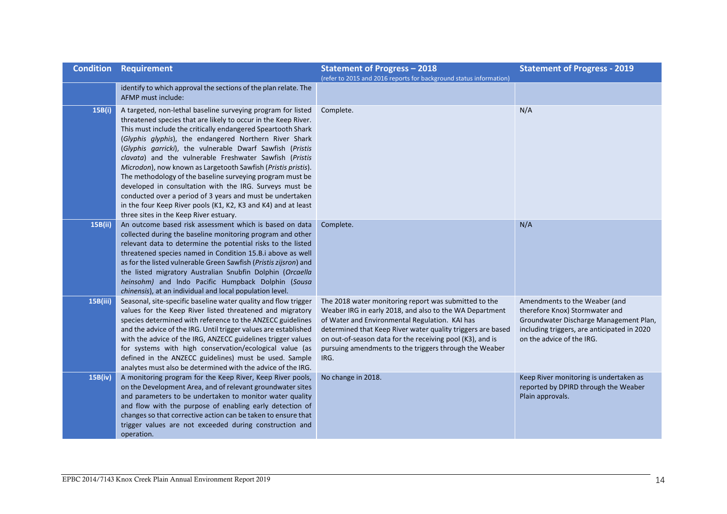| Condition | Requirement | Statement of Progress – 2018 (refer to 2015 and 2016 reports for background status information) | Statement of Progress - 2019 |
|---|---|---|---|
| | identify to which approval the sections of the plan relate. The AFMP must include: | | |
| 15B(i) | A targeted, non-lethal baseline surveying program for listed threatened species that are likely to occur in the Keep River. This must include the critically endangered Speartooth Shark (*Glyphis glyphis*), the endangered Northern River Shark (*Glyphis garricki*), the vulnerable Dwarf Sawfish (*Pristis clavata*) and the vulnerable Freshwater Sawfish (*Pristis Microdon*), now known as Largetooth Sawfish (*Pristis pristis*). The methodology of the baseline surveying program must be developed in consultation with the IRG. Surveys must be conducted over a period of 3 years and must be undertaken in the four Keep River pools (K1, K2, K3 and K4) and at least three sites in the Keep River estuary. | Complete. | N/A |
| 15B(ii) | An outcome based risk assessment which is based on data collected during the baseline monitoring program and other relevant data to determine the potential risks to the listed threatened species named in Condition 15.B.i above as well as for the listed vulnerable Green Sawfish (*Pristis zijsron*) and the listed migratory Australian Snubfin Dolphin (*Orcaella heinsohm)* and Indo Pacific Humpback Dolphin (*Sousa chinensis*), at an individual and local population level. | Complete. | N/A |
| 15B(iii) | Seasonal, site-specific baseline water quality and flow trigger values for the Keep River listed threatened and migratory species determined with reference to the ANZECC guidelines and the advice of the IRG. Until trigger values are established with the advice of the IRG, ANZECC guidelines trigger values for systems with high conservation/ecological value (as defined in the ANZECC guidelines) must be used. Sample analytes must also be determined with the advice of the IRG. | The 2018 water monitoring report was submitted to the Weaber IRG in early 2018, and also to the WA Department of Water and Environmental Regulation. KAI has determined that Keep River water quality triggers are based on out-of-season data for the receiving pool (K3), and is pursuing amendments to the triggers through the Weaber IRG. | Amendments to the Weaber (and therefore Knox) Stormwater and Groundwater Discharge Management Plan, including triggers, are anticipated in 2020 on the advice of the IRG. |
| 15B(iv) | A monitoring program for the Keep River, Keep River pools, on the Development Area, and of relevant groundwater sites and parameters to be undertaken to monitor water quality and flow with the purpose of enabling early detection of changes so that corrective action can be taken to ensure that trigger values are not exceeded during construction and operation. | No change in 2018. | Keep River monitoring is undertaken as reported by DPIRD through the Weaber Plain approvals. |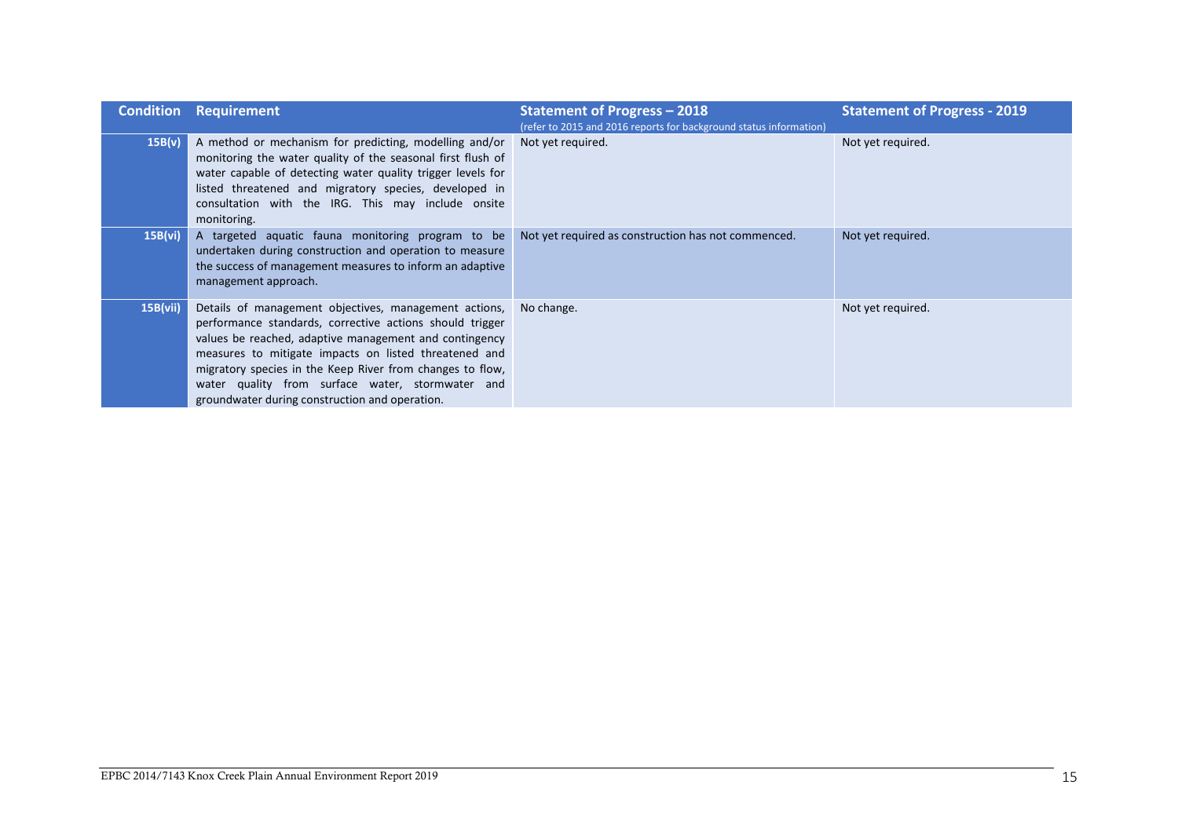| Condition | Requirement | Statement of Progress – 2018 (refer to 2015 and 2016 reports for background status information) | Statement of Progress - 2019 |
|---|---|---|---|
| 15B(v) | A method or mechanism for predicting, modelling and/or monitoring the water quality of the seasonal first flush of water capable of detecting water quality trigger levels for listed threatened and migratory species, developed in consultation with the IRG. This may include onsite monitoring. | Not yet required. | Not yet required. |
| 15B(vi) | A targeted aquatic fauna monitoring program to be undertaken during construction and operation to measure the success of management measures to inform an adaptive management approach. | Not yet required as construction has not commenced. | Not yet required. |
| 15B(vii) | Details of management objectives, management actions, performance standards, corrective actions should trigger values be reached, adaptive management and contingency measures to mitigate impacts on listed threatened and migratory species in the Keep River from changes to flow, water quality from surface water, stormwater and groundwater during construction and operation. | No change. | Not yet required. |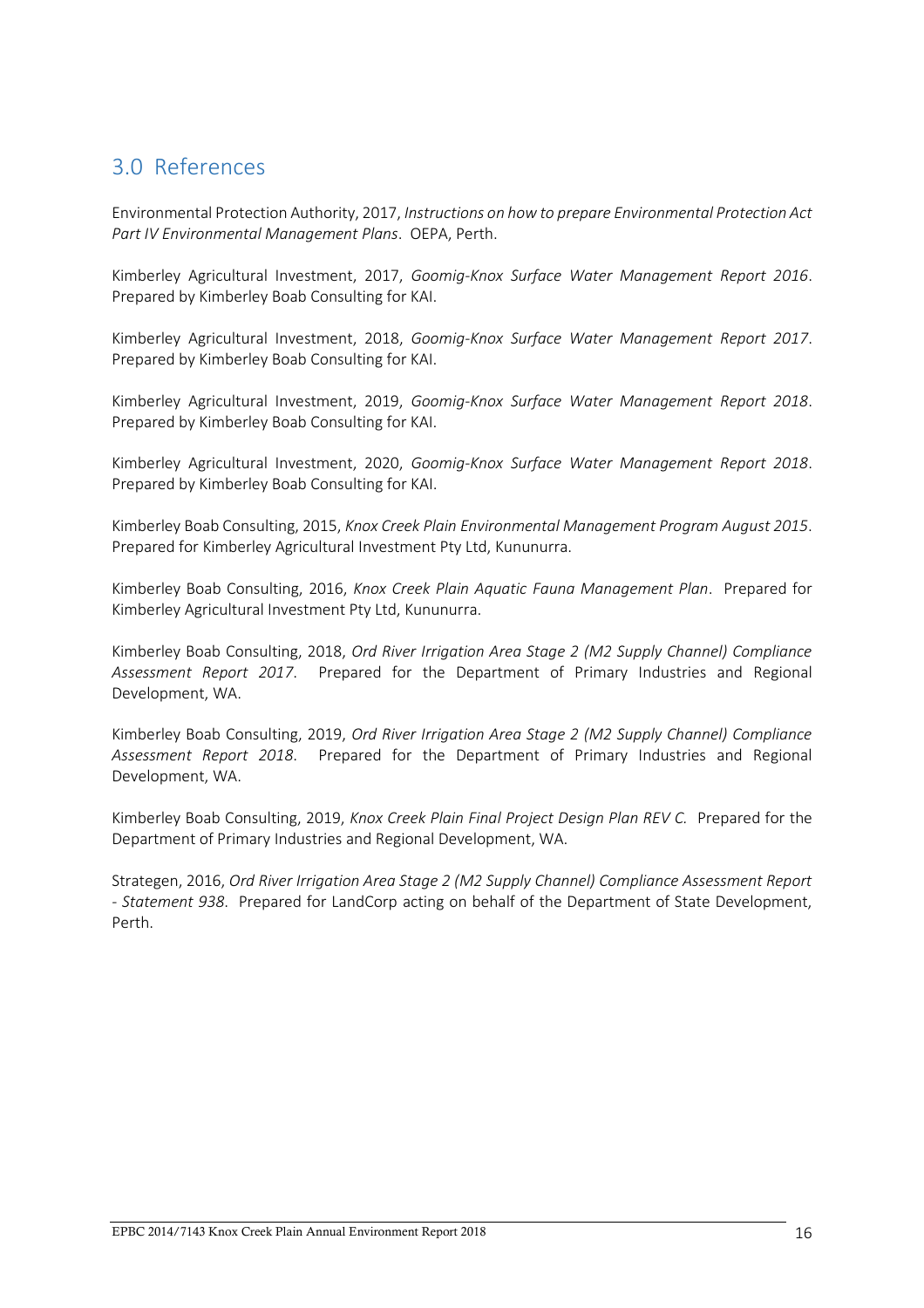## 3.0 References

Environmental Protection Authority, 2017, *Instructions on how to prepare Environmental Protection Act Part IV Environmental Management Plans*. OEPA, Perth.

Kimberley Agricultural Investment, 2017, *Goomig-Knox Surface Water Management Report 2016*. Prepared by Kimberley Boab Consulting for KAI.

Kimberley Agricultural Investment, 2018, *Goomig-Knox Surface Water Management Report 2017*. Prepared by Kimberley Boab Consulting for KAI.

Kimberley Agricultural Investment, 2019, *Goomig-Knox Surface Water Management Report 2018*. Prepared by Kimberley Boab Consulting for KAI.

Kimberley Agricultural Investment, 2020, *Goomig-Knox Surface Water Management Report 2018*. Prepared by Kimberley Boab Consulting for KAI.

Kimberley Boab Consulting, 2015, *Knox Creek Plain Environmental Management Program August 2015*. Prepared for Kimberley Agricultural Investment Pty Ltd, Kununurra.

Kimberley Boab Consulting, 2016, *Knox Creek Plain Aquatic Fauna Management Plan*. Prepared for Kimberley Agricultural Investment Pty Ltd, Kununurra.

Kimberley Boab Consulting, 2018, *Ord River Irrigation Area Stage 2 (M2 Supply Channel) Compliance Assessment Report 2017*. Prepared for the Department of Primary Industries and Regional Development, WA.

Kimberley Boab Consulting, 2019, *Ord River Irrigation Area Stage 2 (M2 Supply Channel) Compliance Assessment Report 2018*. Prepared for the Department of Primary Industries and Regional Development, WA.

Kimberley Boab Consulting, 2019, *Knox Creek Plain Final Project Design Plan REV C.* Prepared for the Department of Primary Industries and Regional Development, WA.

Strategen, 2016, *Ord River Irrigation Area Stage 2 (M2 Supply Channel) Compliance Assessment Report - Statement 938*. Prepared for LandCorp acting on behalf of the Department of State Development, Perth.